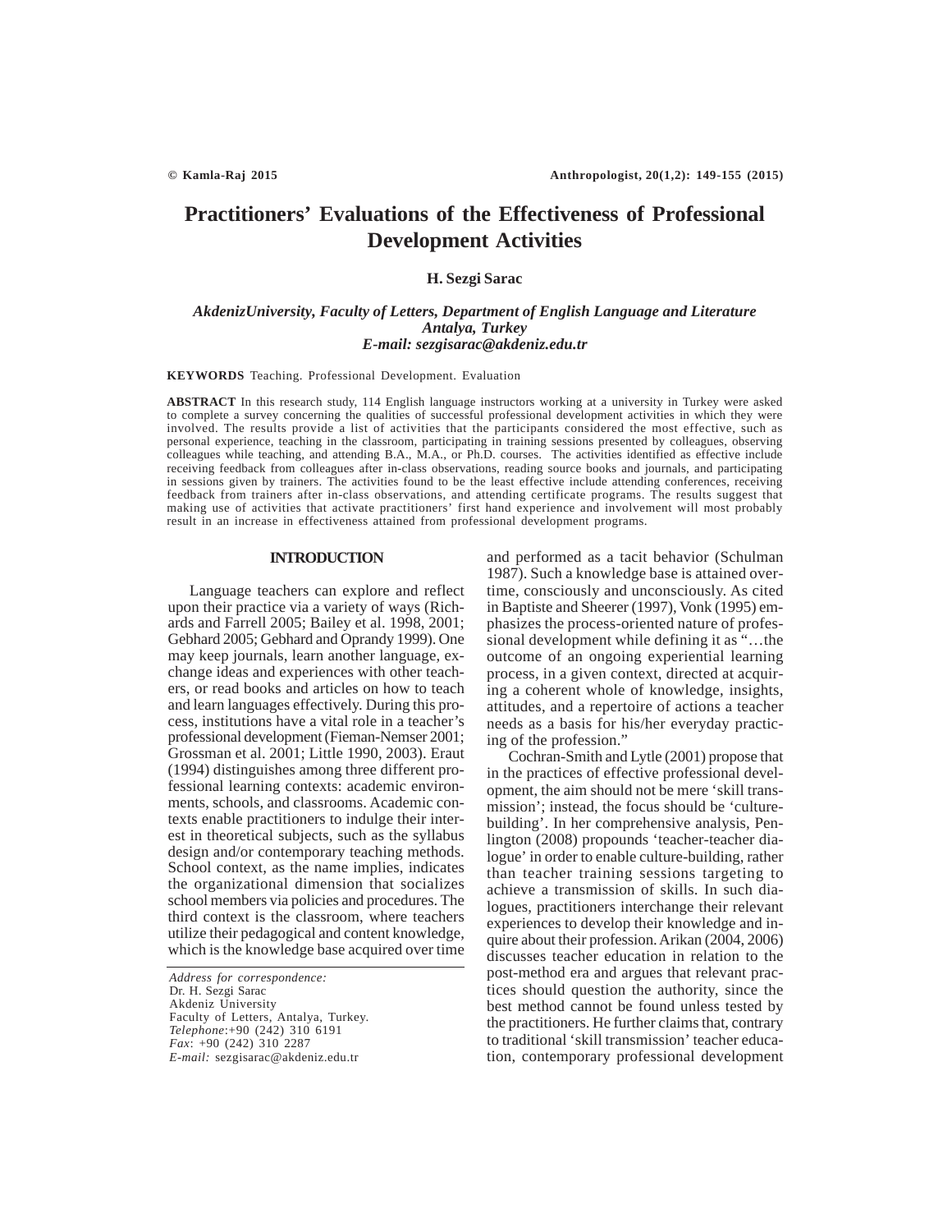# Practitioners' Evaluations of the Effectiveness of Professional Development Activities

**H. Sezgi Sarac**

***AkdenizUniversity, Faculty of Letters, Department of English Language and Literature***
***Antalya, Turkey***
***E-mail: sezgisarac@akdeniz.edu.tr***

**KEYWORDS** Teaching. Professional Development. Evaluation

**ABSTRACT** In this research study, 114 English language instructors working at a university in Turkey were asked to complete a survey concerning the qualities of successful professional development activities in which they were involved. The results provide a list of activities that the participants considered the most effective, such as personal experience, teaching in the classroom, participating in training sessions presented by colleagues, observing colleagues while teaching, and attending B.A., M.A., or Ph.D. courses. The activities identified as effective include receiving feedback from colleagues after in-class observations, reading source books and journals, and participating in sessions given by trainers. The activities found to be the least effective include attending conferences, receiving feedback from trainers after in-class observations, and attending certificate programs. The results suggest that making use of activities that activate practitioners' first hand experience and involvement will most probably result in an increase in effectiveness attained from professional development programs.

## INTRODUCTION

Language teachers can explore and reflect upon their practice via a variety of ways (Richards and Farrell 2005; Bailey et al. 1998, 2001; Gebhard 2005; Gebhard and Oprandy 1999). One may keep journals, learn another language, exchange ideas and experiences with other teachers, or read books and articles on how to teach and learn languages effectively. During this process, institutions have a vital role in a teacher's professional development (Fieman-Nemser 2001; Grossman et al. 2001; Little 1990, 2003). Eraut (1994) distinguishes among three different professional learning contexts: academic environments, schools, and classrooms. Academic contexts enable practitioners to indulge their interest in theoretical subjects, such as the syllabus design and/or contemporary teaching methods. School context, as the name implies, indicates the organizational dimension that socializes school members via policies and procedures. The third context is the classroom, where teachers utilize their pedagogical and content knowledge, which is the knowledge base acquired over time and performed as a tacit behavior (Schulman 1987). Such a knowledge base is attained overtime, consciously and unconsciously. As cited in Baptiste and Sheerer (1997), Vonk (1995) emphasizes the process-oriented nature of professional development while defining it as "…the outcome of an ongoing experiential learning process, in a given context, directed at acquiring a coherent whole of knowledge, insights, attitudes, and a repertoire of actions a teacher needs as a basis for his/her everyday practicing of the profession."

Cochran-Smith and Lytle (2001) propose that in the practices of effective professional development, the aim should not be mere 'skill transmission'; instead, the focus should be 'culture-building'. In her comprehensive analysis, Penlington (2008) propounds 'teacher-teacher dialogue' in order to enable culture-building, rather than teacher training sessions targeting to achieve a transmission of skills. In such dialogues, practitioners interchange their relevant experiences to develop their knowledge and inquire about their profession. Arikan (2004, 2006) discusses teacher education in relation to the post-method era and argues that relevant practices should question the authority, since the best method cannot be found unless tested by the practitioners. He further claims that, contrary to traditional 'skill transmission' teacher education, contemporary professional development

*Address for correspondence:*
Dr. H. Sezgi Sarac
Akdeniz University
Faculty of Letters, Antalya, Turkey.
*Telephone*:+90 (242) 310 6191
*Fax*: +90 (242) 310 2287
*E-mail:* sezgisarac@akdeniz.edu.tr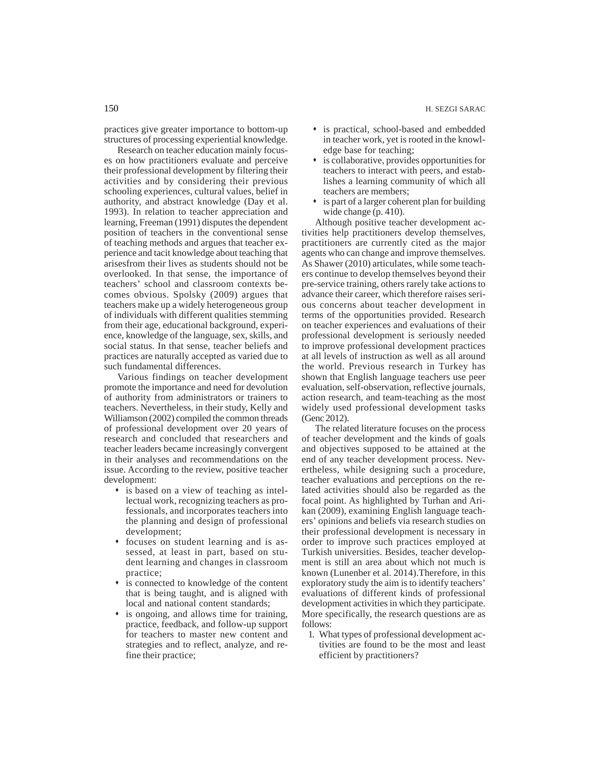practices give greater importance to bottom-up structures of processing experiential knowledge.

Research on teacher education mainly focuses on how practitioners evaluate and perceive their professional development by filtering their activities and by considering their previous schooling experiences, cultural values, belief in authority, and abstract knowledge (Day et al. 1993). In relation to teacher appreciation and learning, Freeman (1991) disputes the dependent position of teachers in the conventional sense of teaching methods and argues that teacher experience and tacit knowledge about teaching that arisesfrom their lives as students should not be overlooked. In that sense, the importance of teachers' school and classroom contexts becomes obvious. Spolsky (2009) argues that teachers make up a widely heterogeneous group of individuals with different qualities stemming from their age, educational background, experience, knowledge of the language, sex, skills, and social status. In that sense, teacher beliefs and practices are naturally accepted as varied due to such fundamental differences.

Various findings on teacher development promote the importance and need for devolution of authority from administrators or trainers to teachers. Nevertheless, in their study, Kelly and Williamson (2002) compiled the common threads of professional development over 20 years of research and concluded that researchers and teacher leaders became increasingly convergent in their analyses and recommendations on the issue. According to the review, positive teacher development:

- is based on a view of teaching as intellectual work, recognizing teachers as professionals, and incorporates teachers into the planning and design of professional development;
- focuses on student learning and is assessed, at least in part, based on student learning and changes in classroom practice;
- is connected to knowledge of the content that is being taught, and is aligned with local and national content standards;
- is ongoing, and allows time for training, practice, feedback, and follow-up support for teachers to master new content and strategies and to reflect, analyze, and refine their practice;
- is practical, school-based and embedded in teacher work, yet is rooted in the knowledge base for teaching;
- is collaborative, provides opportunities for teachers to interact with peers, and establishes a learning community of which all teachers are members;
- is part of a larger coherent plan for building wide change (p. 410).

Although positive teacher development activities help practitioners develop themselves, practitioners are currently cited as the major agents who can change and improve themselves. As Shawer (2010) articulates, while some teachers continue to develop themselves beyond their pre-service training, others rarely take actions to advance their career, which therefore raises serious concerns about teacher development in terms of the opportunities provided. Research on teacher experiences and evaluations of their professional development is seriously needed to improve professional development practices at all levels of instruction as well as all around the world. Previous research in Turkey has shown that English language teachers use peer evaluation, self-observation, reflective journals, action research, and team-teaching as the most widely used professional development tasks (Genc 2012).

The related literature focuses on the process of teacher development and the kinds of goals and objectives supposed to be attained at the end of any teacher development process. Nevertheless, while designing such a procedure, teacher evaluations and perceptions on the related activities should also be regarded as the focal point. As highlighted by Turhan and Arikan (2009), examining English language teachers' opinions and beliefs via research studies on their professional development is necessary in order to improve such practices employed at Turkish universities. Besides, teacher development is still an area about which not much is known (Lunenber et al. 2014).Therefore, in this exploratory study the aim is to identify teachers' evaluations of different kinds of professional development activities in which they participate. More specifically, the research questions are as follows:

1. What types of professional development activities are found to be the most and least efficient by practitioners?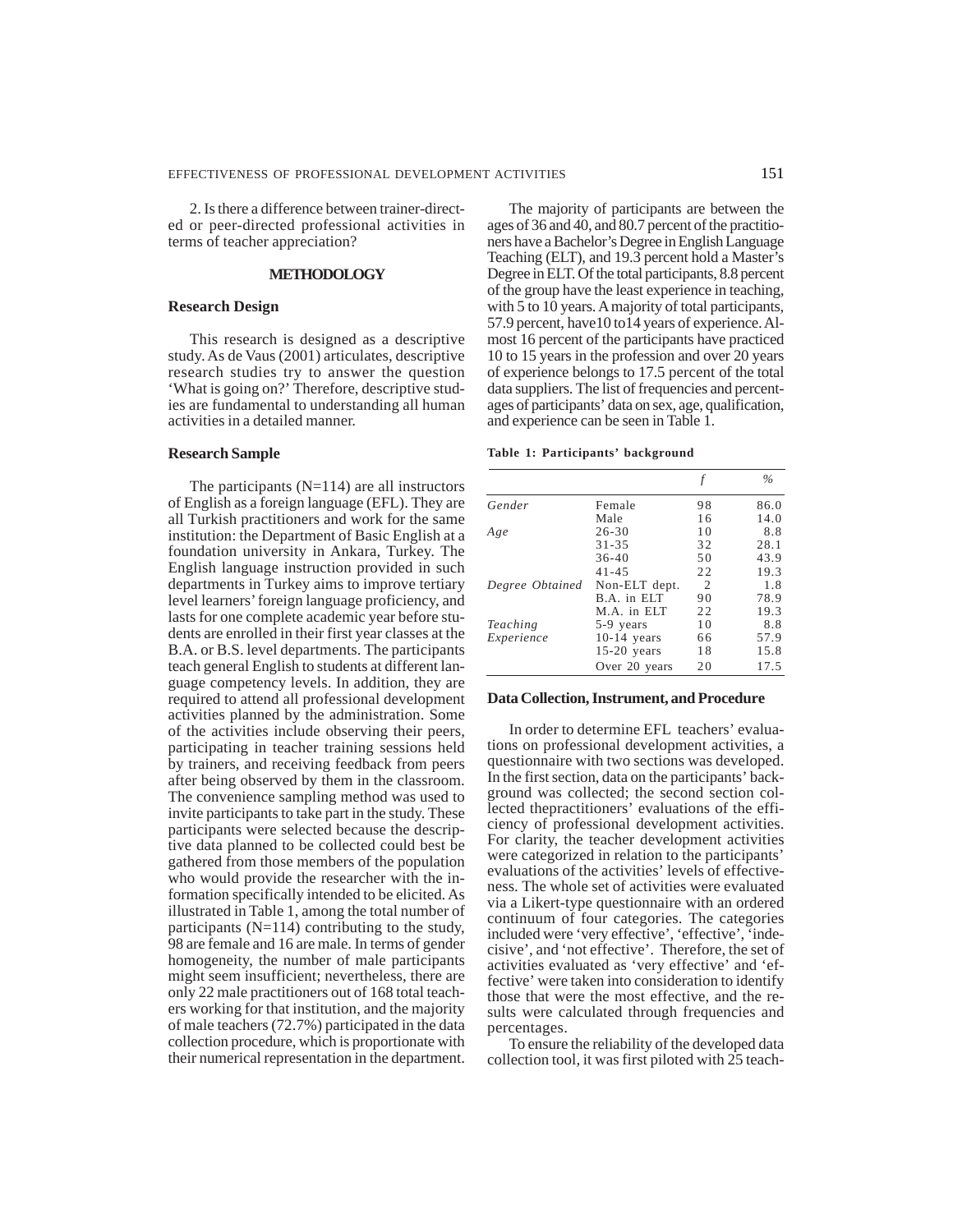2. Is there a difference between trainer-directed or peer-directed professional activities in terms of teacher appreciation?

## METHODOLOGY

### Research Design

This research is designed as a descriptive study. As de Vaus (2001) articulates, descriptive research studies try to answer the question 'What is going on?' Therefore, descriptive studies are fundamental to understanding all human activities in a detailed manner.

### Research Sample

The participants (N=114) are all instructors of English as a foreign language (EFL). They are all Turkish practitioners and work for the same institution: the Department of Basic English at a foundation university in Ankara, Turkey. The English language instruction provided in such departments in Turkey aims to improve tertiary level learners' foreign language proficiency, and lasts for one complete academic year before students are enrolled in their first year classes at the B.A. or B.S. level departments. The participants teach general English to students at different language competency levels. In addition, they are required to attend all professional development activities planned by the administration. Some of the activities include observing their peers, participating in teacher training sessions held by trainers, and receiving feedback from peers after being observed by them in the classroom. The convenience sampling method was used to invite participants to take part in the study. These participants were selected because the descriptive data planned to be collected could best be gathered from those members of the population who would provide the researcher with the information specifically intended to be elicited. As illustrated in Table 1, among the total number of participants (N=114) contributing to the study, 98 are female and 16 are male. In terms of gender homogeneity, the number of male participants might seem insufficient; nevertheless, there are only 22 male practitioners out of 168 total teachers working for that institution, and the majority of male teachers (72.7%) participated in the data collection procedure, which is proportionate with their numerical representation in the department.

The majority of participants are between the ages of 36 and 40, and 80.7 percent of the practitioners have a Bachelor's Degree in English Language Teaching (ELT), and 19.3 percent hold a Master's Degree in ELT. Of the total participants, 8.8 percent of the group have the least experience in teaching, with 5 to 10 years. A majority of total participants, 57.9 percent, have10 to14 years of experience. Almost 16 percent of the participants have practiced 10 to 15 years in the profession and over 20 years of experience belongs to 17.5 percent of the total data suppliers. The list of frequencies and percentages of participants' data on sex, age, qualification, and experience can be seen in Table 1.

**Table 1: Participants' background**

| | | *f* | *%* |
|---|---|---|---|
| *Gender* | Female | 98 | 86.0 |
| | Male | 16 | 14.0 |
| *Age* | 26-30 | 10 | 8.8 |
| | 31-35 | 32 | 28.1 |
| | 36-40 | 50 | 43.9 |
| | 41-45 | 22 | 19.3 |
| *Degree Obtained* | Non-ELT dept. | 2 | 1.8 |
| | B.A. in ELT | 90 | 78.9 |
| | M.A. in ELT | 22 | 19.3 |
| *Teaching Experience* | 5-9 years | 10 | 8.8 |
| | 10-14 years | 66 | 57.9 |
| | 15-20 years | 18 | 15.8 |
| | Over 20 years | 20 | 17.5 |

### Data Collection, Instrument, and Procedure

In order to determine EFL teachers' evaluations on professional development activities, a questionnaire with two sections was developed. In the first section, data on the participants' background was collected; the second section collected thepractitioners' evaluations of the efficiency of professional development activities. For clarity, the teacher development activities were categorized in relation to the participants' evaluations of the activities' levels of effectiveness. The whole set of activities were evaluated via a Likert-type questionnaire with an ordered continuum of four categories. The categories included were 'very effective', 'effective', 'indecisive', and 'not effective'. Therefore, the set of activities evaluated as 'very effective' and 'effective' were taken into consideration to identify those that were the most effective, and the results were calculated through frequencies and percentages.

To ensure the reliability of the developed data collection tool, it was first piloted with 25 teach-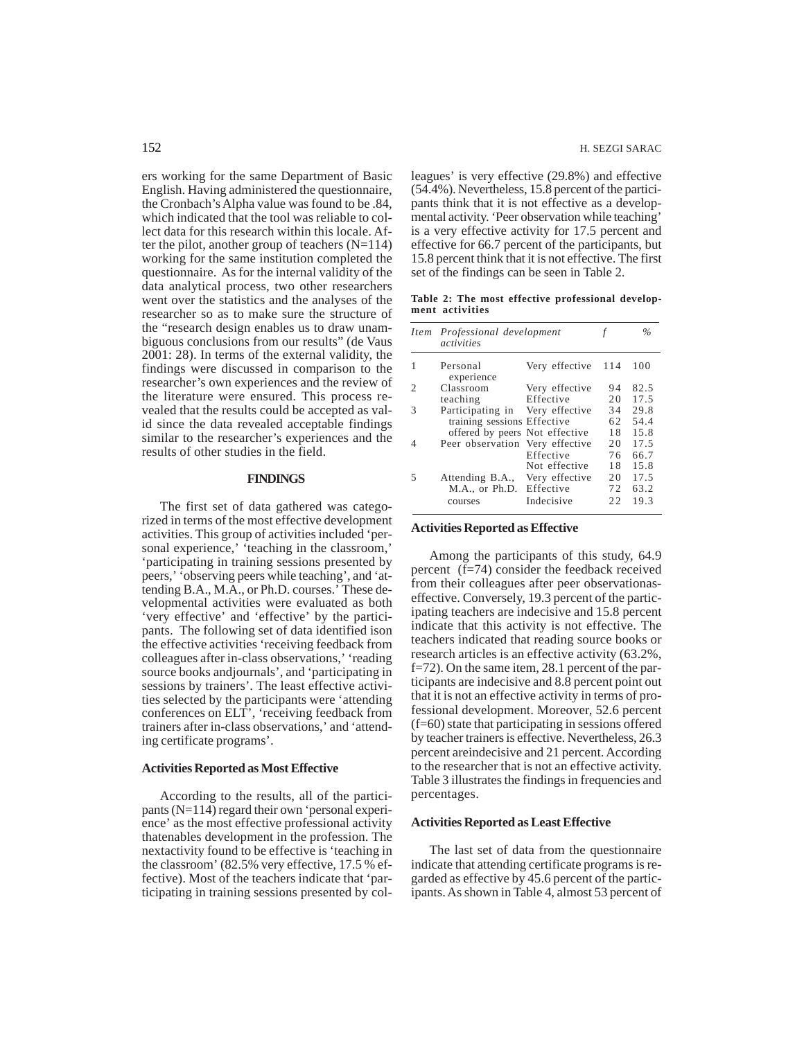ers working for the same Department of Basic English. Having administered the questionnaire, the Cronbach's Alpha value was found to be .84, which indicated that the tool was reliable to collect data for this research within this locale. After the pilot, another group of teachers (N=114) working for the same institution completed the questionnaire. As for the internal validity of the data analytical process, two other researchers went over the statistics and the analyses of the researcher so as to make sure the structure of the "research design enables us to draw unambiguous conclusions from our results" (de Vaus 2001: 28). In terms of the external validity, the findings were discussed in comparison to the researcher's own experiences and the review of the literature were ensured. This process revealed that the results could be accepted as valid since the data revealed acceptable findings similar to the researcher's experiences and the results of other studies in the field.

## FINDINGS

The first set of data gathered was categorized in terms of the most effective development activities. This group of activities included 'personal experience,' 'teaching in the classroom,' 'participating in training sessions presented by peers,' 'observing peers while teaching', and 'attending B.A., M.A., or Ph.D. courses.' These developmental activities were evaluated as both 'very effective' and 'effective' by the participants. The following set of data identified ison the effective activities 'receiving feedback from colleagues after in-class observations,' 'reading source books andjournals', and 'participating in sessions by trainers'. The least effective activities selected by the participants were 'attending conferences on ELT', 'receiving feedback from trainers after in-class observations,' and 'attending certificate programs'.

### Activities Reported as Most Effective

According to the results, all of the participants (N=114) regard their own 'personal experience' as the most effective professional activity thatenables development in the profession. The nextactivity found to be effective is 'teaching in the classroom' (82.5% very effective, 17.5 % effective). Most of the teachers indicate that 'participating in training sessions presented by colleagues' is very effective (29.8%) and effective (54.4%). Nevertheless, 15.8 percent of the participants think that it is not effective as a developmental activity. 'Peer observation while teaching' is a very effective activity for 17.5 percent and effective for 66.7 percent of the participants, but 15.8 percent think that it is not effective. The first set of the findings can be seen in Table 2.

**Table 2: The most effective professional development activities**

| *Item* | *Professional development activities* | | *f* | *%* |
|---|---|---|---|---|
| 1 | Personal experience | Very effective | 114 | 100 |
| 2 | Classroom teaching | Very effective | 94 | 82.5 |
| | | Effective | 20 | 17.5 |
| 3 | Participating in training sessions offered by peers | Very effective | 34 | 29.8 |
| | | Effective | 62 | 54.4 |
| | | Not effective | 18 | 15.8 |
| 4 | Peer observation | Very effective | 20 | 17.5 |
| | | Effective | 76 | 66.7 |
| | | Not effective | 18 | 15.8 |
| 5 | Attending B.A., M.A., or Ph.D. courses | Very effective | 20 | 17.5 |
| | | Effective | 72 | 63.2 |
| | | Indecisive | 22 | 19.3 |

### Activities Reported as Effective

Among the participants of this study, 64.9 percent (f=74) consider the feedback received from their colleagues after peer observationas-effective. Conversely, 19.3 percent of the participating teachers are indecisive and 15.8 percent indicate that this activity is not effective. The teachers indicated that reading source books or research articles is an effective activity (63.2%, f=72). On the same item, 28.1 percent of the participants are indecisive and 8.8 percent point out that it is not an effective activity in terms of professional development. Moreover, 52.6 percent (f=60) state that participating in sessions offered by teacher trainers is effective. Nevertheless, 26.3 percent areindecisive and 21 percent. According to the researcher that is not an effective activity. Table 3 illustrates the findings in frequencies and percentages.

### Activities Reported as Least Effective

The last set of data from the questionnaire indicate that attending certificate programs is regarded as effective by 45.6 percent of the participants. As shown in Table 4, almost 53 percent of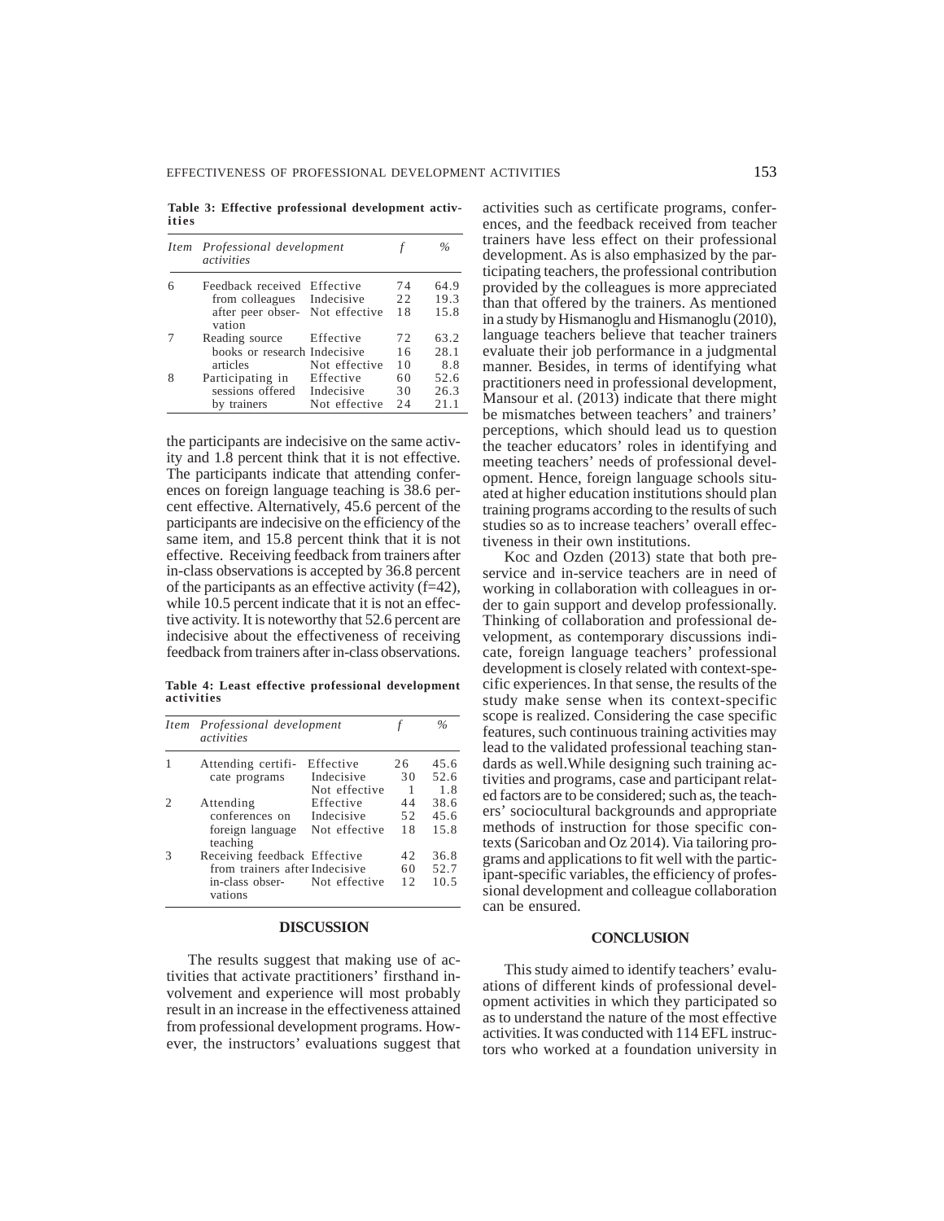**Table 3: Effective professional development activities**

| Item | Professional development activities | | f | % |
|---|---|---|---|---|
| 6 | Feedback received from colleagues after peer observation | Effective | 74 | 64.9 |
| | | Indecisive | 22 | 19.3 |
| | | Not effective | 18 | 15.8 |
| 7 | Reading source books or research articles | Effective | 72 | 63.2 |
| | | Indecisive | 16 | 28.1 |
| | | Not effective | 10 | 8.8 |
| 8 | Participating in sessions offered by trainers | Effective | 60 | 52.6 |
| | | Indecisive | 30 | 26.3 |
| | | Not effective | 24 | 21.1 |

the participants are indecisive on the same activity and 1.8 percent think that it is not effective. The participants indicate that attending conferences on foreign language teaching is 38.6 percent effective. Alternatively, 45.6 percent of the participants are indecisive on the efficiency of the same item, and 15.8 percent think that it is not effective. Receiving feedback from trainers after in-class observations is accepted by 36.8 percent of the participants as an effective activity (f=42), while 10.5 percent indicate that it is not an effective activity. It is noteworthy that 52.6 percent are indecisive about the effectiveness of receiving feedback from trainers after in-class observations.

**Table 4: Least effective professional development activities**

| Item | Professional development activities | | f | % |
|---|---|---|---|---|
| 1 | Attending certificate programs | Effective | 26 | 45.6 |
| | | Indecisive | 30 | 52.6 |
| | | Not effective | 1 | 1.8 |
| 2 | Attending conferences on foreign language teaching | Effective | 44 | 38.6 |
| | | Indecisive | 52 | 45.6 |
| | | Not effective | 18 | 15.8 |
| 3 | Receiving feedback from trainers after in-class observations | Effective | 42 | 36.8 |
| | | Indecisive | 60 | 52.7 |
| | | Not effective | 12 | 10.5 |

## DISCUSSION

The results suggest that making use of activities that activate practitioners' firsthand involvement and experience will most probably result in an increase in the effectiveness attained from professional development programs. However, the instructors' evaluations suggest that activities such as certificate programs, conferences, and the feedback received from teacher trainers have less effect on their professional development. As is also emphasized by the participating teachers, the professional contribution provided by the colleagues is more appreciated than that offered by the trainers. As mentioned in a study by Hismanoglu and Hismanoglu (2010), language teachers believe that teacher trainers evaluate their job performance in a judgmental manner. Besides, in terms of identifying what practitioners need in professional development, Mansour et al. (2013) indicate that there might be mismatches between teachers' and trainers' perceptions, which should lead us to question the teacher educators' roles in identifying and meeting teachers' needs of professional development. Hence, foreign language schools situated at higher education institutions should plan training programs according to the results of such studies so as to increase teachers' overall effectiveness in their own institutions.

Koc and Ozden (2013) state that both pre-service and in-service teachers are in need of working in collaboration with colleagues in order to gain support and develop professionally. Thinking of collaboration and professional development, as contemporary discussions indicate, foreign language teachers' professional development is closely related with context-specific experiences. In that sense, the results of the study make sense when its context-specific scope is realized. Considering the case specific features, such continuous training activities may lead to the validated professional teaching standards as well.While designing such training activities and programs, case and participant related factors are to be considered; such as, the teachers' sociocultural backgrounds and appropriate methods of instruction for those specific contexts (Saricoban and Oz 2014). Via tailoring programs and applications to fit well with the participant-specific variables, the efficiency of professional development and colleague collaboration can be ensured.

## CONCLUSION

This study aimed to identify teachers' evaluations of different kinds of professional development activities in which they participated so as to understand the nature of the most effective activities. It was conducted with 114 EFL instructors who worked at a foundation university in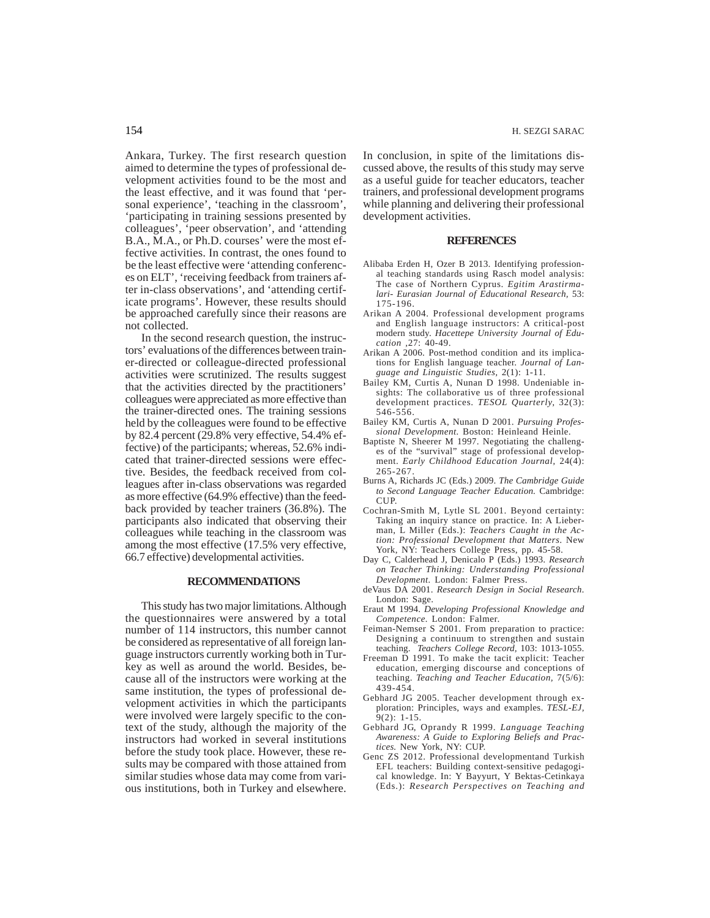Ankara, Turkey. The first research question aimed to determine the types of professional development activities found to be the most and the least effective, and it was found that 'personal experience', 'teaching in the classroom', 'participating in training sessions presented by colleagues', 'peer observation', and 'attending B.A., M.A., or Ph.D. courses' were the most effective activities. In contrast, the ones found to be the least effective were 'attending conferences on ELT', 'receiving feedback from trainers after in-class observations', and 'attending certificate programs'. However, these results should be approached carefully since their reasons are not collected.

In the second research question, the instructors' evaluations of the differences between trainer-directed or colleague-directed professional activities were scrutinized. The results suggest that the activities directed by the practitioners' colleagues were appreciated as more effective than the trainer-directed ones. The training sessions held by the colleagues were found to be effective by 82.4 percent (29.8% very effective, 54.4% effective) of the participants; whereas, 52.6% indicated that trainer-directed sessions were effective. Besides, the feedback received from colleagues after in-class observations was regarded as more effective (64.9% effective) than the feedback provided by teacher trainers (36.8%). The participants also indicated that observing their colleagues while teaching in the classroom was among the most effective (17.5% very effective, 66.7 effective) developmental activities.

## RECOMMENDATIONS

This study has two major limitations. Although the questionnaires were answered by a total number of 114 instructors, this number cannot be considered as representative of all foreign language instructors currently working both in Turkey as well as around the world. Besides, because all of the instructors were working at the same institution, the types of professional development activities in which the participants were involved were largely specific to the context of the study, although the majority of the instructors had worked in several institutions before the study took place. However, these results may be compared with those attained from similar studies whose data may come from various institutions, both in Turkey and elsewhere. In conclusion, in spite of the limitations discussed above, the results of this study may serve as a useful guide for teacher educators, teacher trainers, and professional development programs while planning and delivering their professional development activities.

## REFERENCES

Alibaba Erden H, Ozer B 2013. Identifying professional teaching standards using Rasch model analysis: The case of Northern Cyprus. *Egitim Arastirmalari- Eurasian Journal of Educational Research,* 53: 175-196.

Arikan A 2004. Professional development programs and English language instructors: A critical-post modern study. *Hacettepe University Journal of Education* ,27: 40-49.

Arikan A 2006. Post-method condition and its implications for English language teacher. *Journal of Language and Linguistic Studies,* 2(1): 1-11.

Bailey KM, Curtis A, Nunan D 1998. Undeniable insights: The collaborative us of three professional development practices. *TESOL Quarterly,* 32(3): 546-556.

Bailey KM, Curtis A, Nunan D 2001. *Pursuing Professional Development.* Boston: Heinleand Heinle.

Baptiste N, Sheerer M 1997. Negotiating the challenges of the "survival" stage of professional development. *Early Childhood Education Journal,* 24(4): 265-267.

Burns A, Richards JC (Eds.) 2009. *The Cambridge Guide to Second Language Teacher Education.* Cambridge: CUP.

Cochran-Smith M, Lytle SL 2001. Beyond certainty: Taking an inquiry stance on practice. In: A Lieberman, L Miller (Eds.): *Teachers Caught in the Action: Professional Development that Matters.* New York, NY: Teachers College Press, pp. 45-58.

Day C, Calderhead J, Denicalo P (Eds.) 1993. *Research on Teacher Thinking: Understanding Professional Development.* London: Falmer Press.

deVaus DA 2001. *Research Design in Social Research.* London: Sage.

Eraut M 1994. *Developing Professional Knowledge and Competence.* London: Falmer.

Feiman-Nemser S 2001. From preparation to practice: Designing a continuum to strengthen and sustain teaching. *Teachers College Record,* 103: 1013-1055.

Freeman D 1991. To make the tacit explicit: Teacher education, emerging discourse and conceptions of teaching. *Teaching and Teacher Education,* 7(5/6): 439-454.

Gebhard JG 2005. Teacher development through exploration: Principles, ways and examples. *TESL-EJ,* 9(2): 1-15.

Gebhard JG, Oprandy R 1999. *Language Teaching Awareness: A Guide to Exploring Beliefs and Practices.* New York, NY: CUP.

Genc ZS 2012. Professional developmentand Turkish EFL teachers: Building context-sensitive pedagogical knowledge. In: Y Bayyurt, Y Bektas-Cetinkaya (Eds.): *Research Perspectives on Teaching and*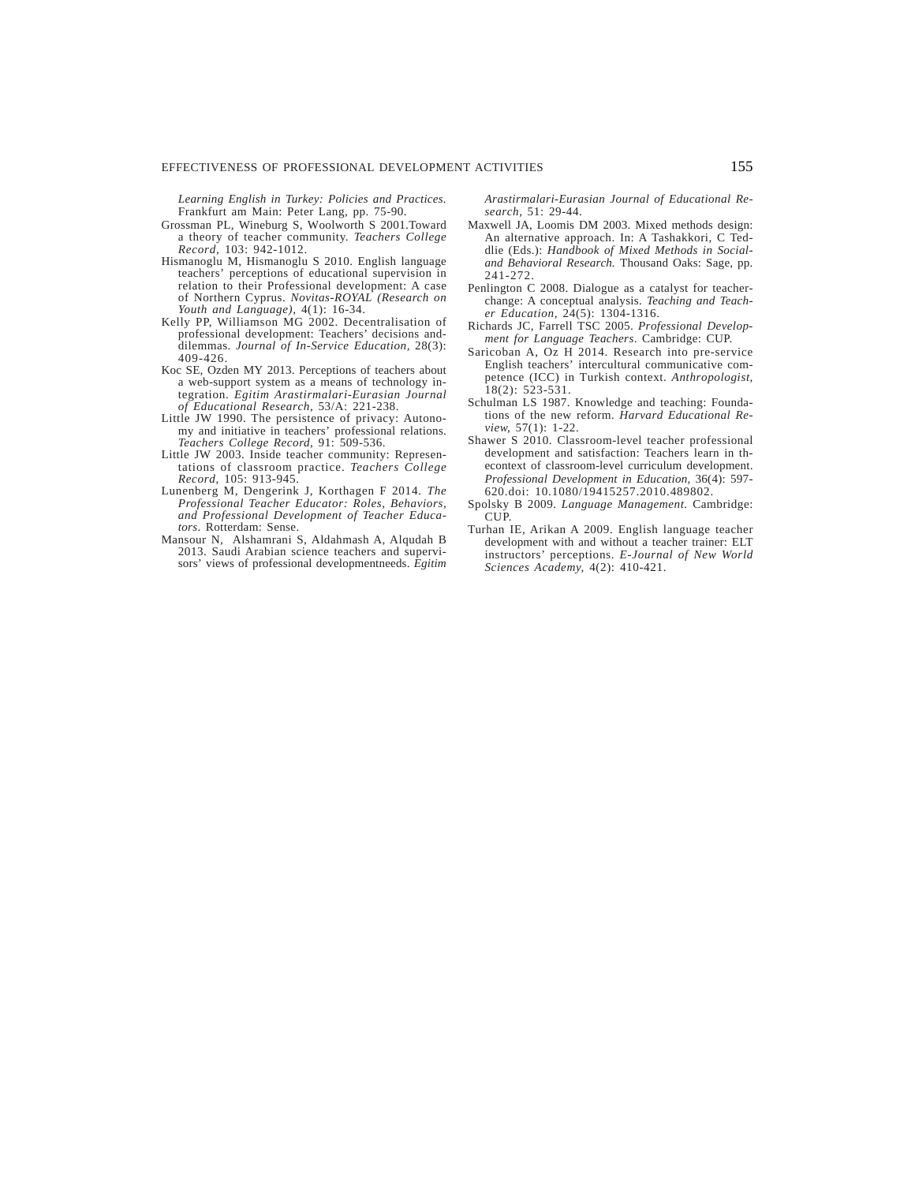*Learning English in Turkey: Policies and Practices.* Frankfurt am Main: Peter Lang, pp. 75-90.

Grossman PL, Wineburg S, Woolworth S 2001.Toward a theory of teacher community. *Teachers College Record*, 103: 942-1012.

Hismanoglu M, Hismanoglu S 2010. English language teachers' perceptions of educational supervision in relation to their Professional development: A case of Northern Cyprus. *Novitas-ROYAL (Research on Youth and Language)*, 4(1): 16-34.

Kelly PP, Williamson MG 2002. Decentralisation of professional development: Teachers' decisions and dilemmas. *Journal of In-Service Education,* 28(3): 409-426.

Koc SE, Ozden MY 2013. Perceptions of teachers about a web-support system as a means of technology integration. *Egitim Arastirmalari-Eurasian Journal of Educational Research*, 53/A: 221-238.

Little JW 1990. The persistence of privacy: Autonomy and initiative in teachers' professional relations. *Teachers College Record*, 91: 509-536.

Little JW 2003. Inside teacher community: Representations of classroom practice. *Teachers College Record,* 105: 913-945.

Lunenberg M, Dengerink J, Korthagen F 2014. *The Professional Teacher Educator: Roles, Behaviors, and Professional Development of Teacher Educators*. Rotterdam: Sense.

Mansour N, Alshamrani S, Aldahmash A, Alqudah B 2013. Saudi Arabian science teachers and supervisors' views of professional developmentneeds. *Egitim Arastirmalari-Eurasian Journal of Educational Research,* 51: 29-44.

Maxwell JA, Loomis DM 2003. Mixed methods design: An alternative approach. In: A Tashakkori, C Teddlie (Eds.): *Handbook of Mixed Methods in Social and Behavioral Research.* Thousand Oaks: Sage, pp. 241-272.

Penlington C 2008. Dialogue as a catalyst for teacher change: A conceptual analysis. *Teaching and Teacher Education,* 24(5): 1304-1316.

Richards JC, Farrell TSC 2005. *Professional Development for Language Teachers*. Cambridge: CUP.

Saricoban A, Oz H 2014. Research into pre-service English teachers' intercultural communicative competence (ICC) in Turkish context. *Anthropologist,* 18(2): 523-531.

Schulman LS 1987. Knowledge and teaching: Foundations of the new reform. *Harvard Educational Review*, 57(1): 1-22.

Shawer S 2010. Classroom-level teacher professional development and satisfaction: Teachers learn in theecontext of classroom-level curriculum development. *Professional Development in Education,* 36(4): 597-620.doi: 10.1080/19415257.2010.489802.

Spolsky B 2009. *Language Management.* Cambridge: CUP.

Turhan IE, Arikan A 2009. English language teacher development with and without a teacher trainer: ELT instructors' perceptions. *E-Journal of New World Sciences Academy,* 4(2): 410-421.